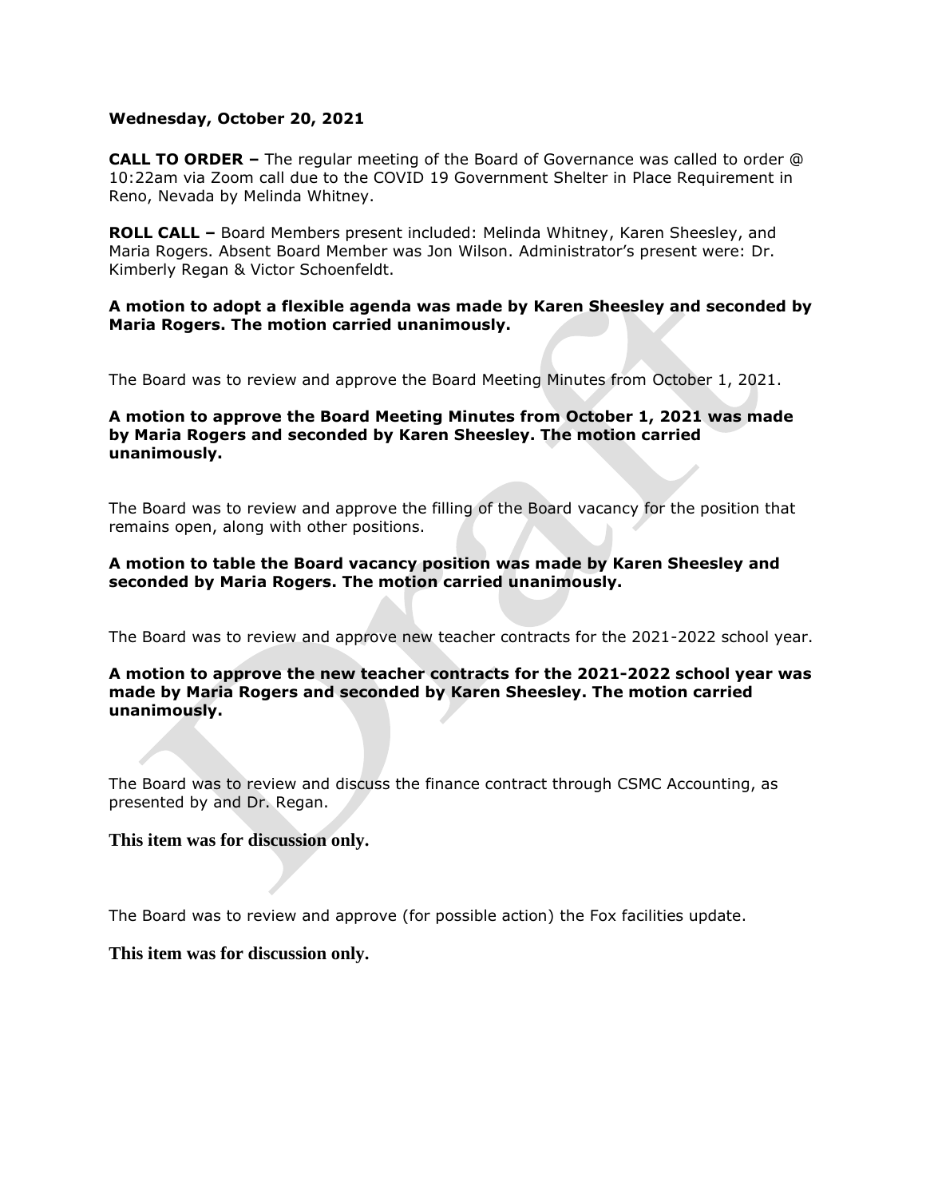**Wednesday, October 20, 2021**

**CALL TO ORDER –** The regular meeting of the Board of Governance was called to order @ 10:22am via Zoom call due to the COVID 19 Government Shelter in Place Requirement in Reno, Nevada by Melinda Whitney.

**ROLL CALL –** Board Members present included: Melinda Whitney, Karen Sheesley, and Maria Rogers. Absent Board Member was Jon Wilson. Administrator's present were: Dr. Kimberly Regan & Victor Schoenfeldt.

**A motion to adopt a flexible agenda was made by Karen Sheesley and seconded by Maria Rogers. The motion carried unanimously.**

The Board was to review and approve the Board Meeting Minutes from October 1, 2021.

**A motion to approve the Board Meeting Minutes from October 1, 2021 was made by Maria Rogers and seconded by Karen Sheesley. The motion carried unanimously.**

The Board was to review and approve the filling of the Board vacancy for the position that remains open, along with other positions.

**A motion to table the Board vacancy position was made by Karen Sheesley and seconded by Maria Rogers. The motion carried unanimously.**

The Board was to review and approve new teacher contracts for the 2021-2022 school year.

**A motion to approve the new teacher contracts for the 2021-2022 school year was made by Maria Rogers and seconded by Karen Sheesley. The motion carried unanimously.**

The Board was to review and discuss the finance contract through CSMC Accounting, as presented by and Dr. Regan.

**This item was for discussion only.**

The Board was to review and approve (for possible action) the Fox facilities update.

**This item was for discussion only.**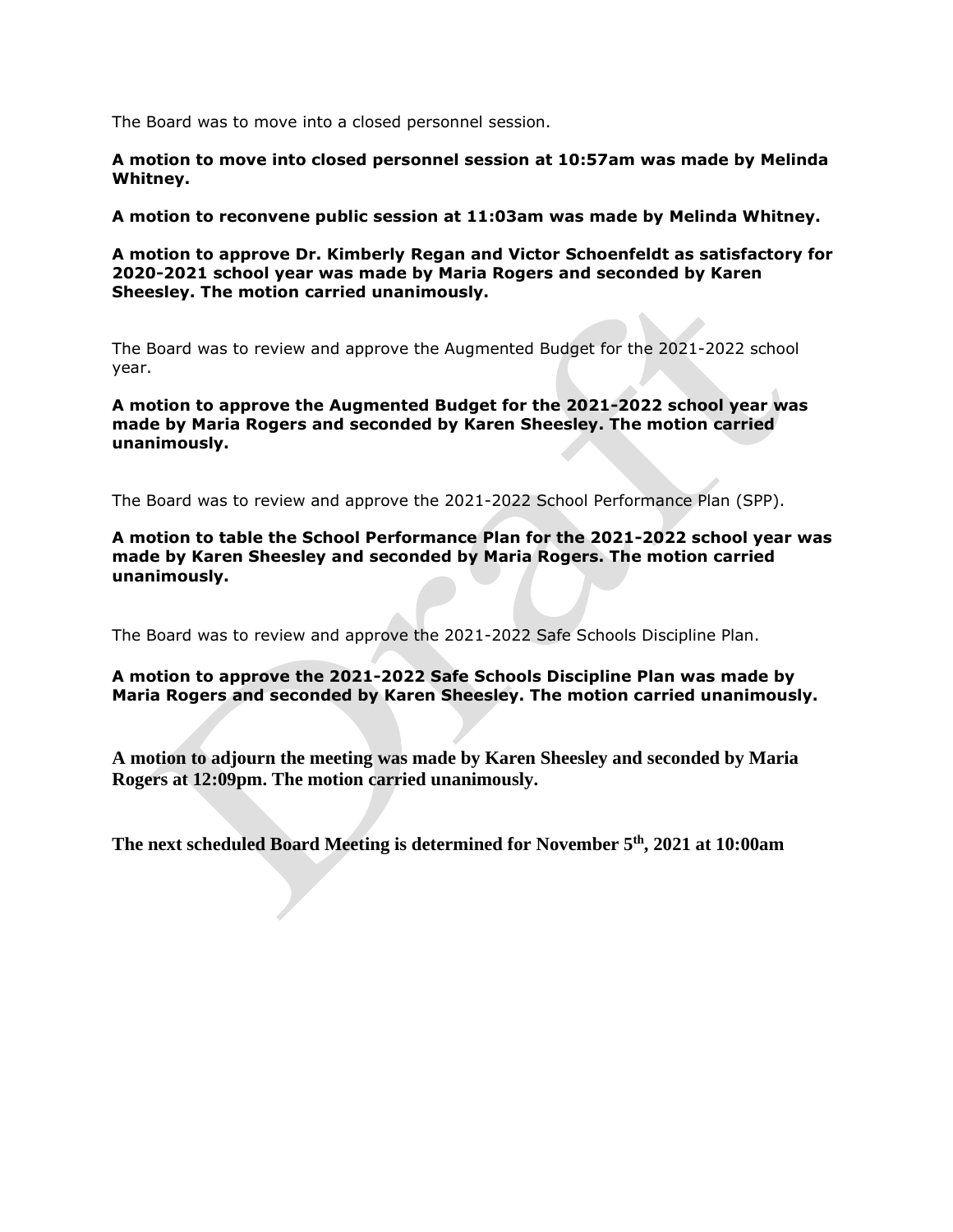The Board was to move into a closed personnel session.

**A motion to move into closed personnel session at 10:57am was made by Melinda Whitney.**

**A motion to reconvene public session at 11:03am was made by Melinda Whitney.**

**A motion to approve Dr. Kimberly Regan and Victor Schoenfeldt as satisfactory for 2020-2021 school year was made by Maria Rogers and seconded by Karen Sheesley. The motion carried unanimously.**

The Board was to review and approve the Augmented Budget for the 2021-2022 school year.

**A motion to approve the Augmented Budget for the 2021-2022 school year was made by Maria Rogers and seconded by Karen Sheesley. The motion carried unanimously.**

The Board was to review and approve the 2021-2022 School Performance Plan (SPP).

**A motion to table the School Performance Plan for the 2021-2022 school year was made by Karen Sheesley and seconded by Maria Rogers. The motion carried unanimously.**

The Board was to review and approve the 2021-2022 Safe Schools Discipline Plan.

**A motion to approve the 2021-2022 Safe Schools Discipline Plan was made by Maria Rogers and seconded by Karen Sheesley. The motion carried unanimously.**

**A motion to adjourn the meeting was made by Karen Sheesley and seconded by Maria Rogers at 12:09pm. The motion carried unanimously.**

**The next scheduled Board Meeting is determined for November 5th, 2021 at 10:00am**